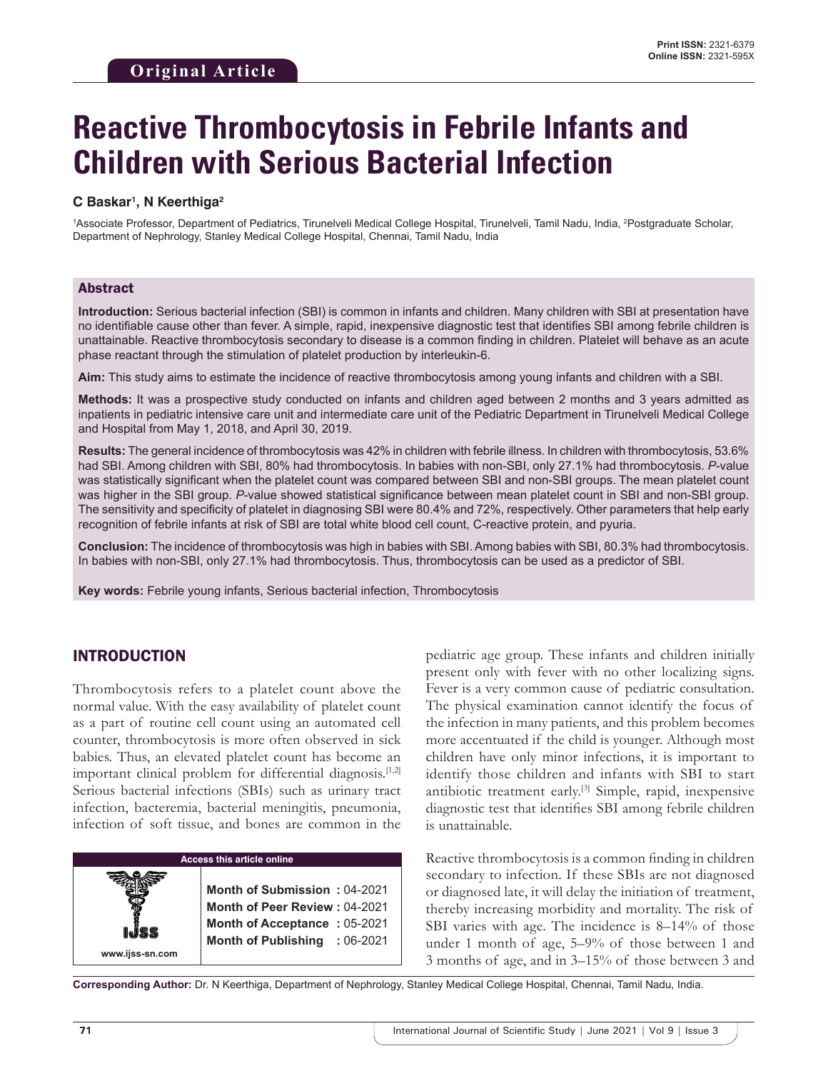Original Article

# Reactive Thrombocytosis in Febrile Infants and Children with Serious Bacterial Infection

**C Baskar[1], N Keerthiga[2]**

[1]Associate Professor, Department of Pediatrics, Tirunelveli Medical College Hospital, Tirunelveli, Tamil Nadu, India, [2]Postgraduate Scholar, Department of Nephrology, Stanley Medical College Hospital, Chennai, Tamil Nadu, India

## Abstract

**Introduction:** Serious bacterial infection (SBI) is common in infants and children. Many children with SBI at presentation have no identifiable cause other than fever. A simple, rapid, inexpensive diagnostic test that identifies SBI among febrile children is unattainable. Reactive thrombocytosis secondary to disease is a common finding in children. Platelet will behave as an acute phase reactant through the stimulation of platelet production by interleukin-6.

**Aim:** This study aims to estimate the incidence of reactive thrombocytosis among young infants and children with a SBI.

**Methods:** It was a prospective study conducted on infants and children aged between 2 months and 3 years admitted as inpatients in pediatric intensive care unit and intermediate care unit of the Pediatric Department in Tirunelveli Medical College and Hospital from May 1, 2018, and April 30, 2019.

**Results:** The general incidence of thrombocytosis was 42% in children with febrile illness. In children with thrombocytosis, 53.6% had SBI. Among children with SBI, 80% had thrombocytosis. In babies with non-SBI, only 27.1% had thrombocytosis. *P*-value was statistically significant when the platelet count was compared between SBI and non-SBI groups. The mean platelet count was higher in the SBI group. *P*-value showed statistical significance between mean platelet count in SBI and non-SBI group. The sensitivity and specificity of platelet in diagnosing SBI were 80.4% and 72%, respectively. Other parameters that help early recognition of febrile infants at risk of SBI are total white blood cell count, C-reactive protein, and pyuria.

**Conclusion:** The incidence of thrombocytosis was high in babies with SBI. Among babies with SBI, 80.3% had thrombocytosis. In babies with non-SBI, only 27.1% had thrombocytosis. Thus, thrombocytosis can be used as a predictor of SBI.

**Key words:** Febrile young infants, Serious bacterial infection, Thrombocytosis

## INTRODUCTION

Thrombocytosis refers to a platelet count above the normal value. With the easy availability of platelet count as a part of routine cell count using an automated cell counter, thrombocytosis is more often observed in sick babies. Thus, an elevated platelet count has become an important clinical problem for differential diagnosis.[1,2] Serious bacterial infections (SBIs) such as urinary tract infection, bacteremia, bacterial meningitis, pneumonia, infection of soft tissue, and bones are common in the pediatric age group. These infants and children initially present only with fever with no other localizing signs. Fever is a very common cause of pediatric consultation. The physical examination cannot identify the focus of the infection in many patients, and this problem becomes more accentuated if the child is younger. Although most children have only minor infections, it is important to identify those children and infants with SBI to start antibiotic treatment early.[3] Simple, rapid, inexpensive diagnostic test that identifies SBI among febrile children is unattainable.

Reactive thrombocytosis is a common finding in children secondary to infection. If these SBIs are not diagnosed or diagnosed late, it will delay the initiation of treatment, thereby increasing morbidity and mortality. The risk of SBI varies with age. The incidence is 8–14% of those under 1 month of age, 5–9% of those between 1 and 3 months of age, and in 3–15% of those between 3 and

| Access this article online | |
|---|---|
| www.ijss-sn.com | **Month of Submission :** 04-2021<br>**Month of Peer Review :** 04-2021<br>**Month of Acceptance :** 05-2021<br>**Month of Publishing :** 06-2021 |

**Corresponding Author:** Dr. N Keerthiga, Department of Nephrology, Stanley Medical College Hospital, Chennai, Tamil Nadu, India.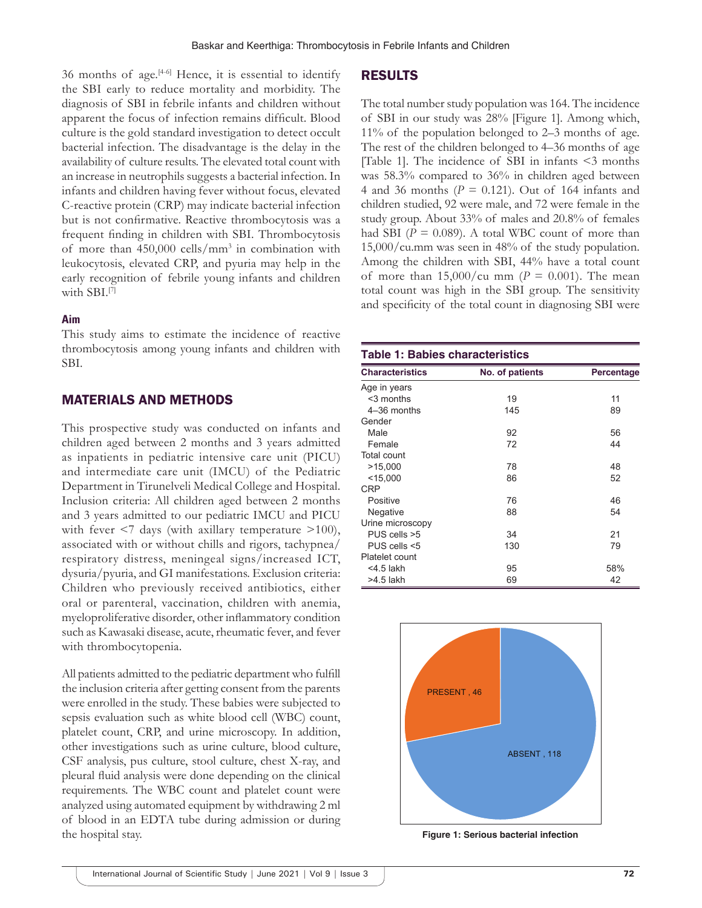36 months of age.[4-6] Hence, it is essential to identify the SBI early to reduce mortality and morbidity. The diagnosis of SBI in febrile infants and children without apparent the focus of infection remains difficult. Blood culture is the gold standard investigation to detect occult bacterial infection. The disadvantage is the delay in the availability of culture results. The elevated total count with an increase in neutrophils suggests a bacterial infection. In infants and children having fever without focus, elevated C-reactive protein (CRP) may indicate bacterial infection but is not confirmative. Reactive thrombocytosis was a frequent finding in children with SBI. Thrombocytosis of more than 450,000 cells/$mm^3$ in combination with leukocytosis, elevated CRP, and pyuria may help in the early recognition of febrile young infants and children with SBI.[7]

### Aim

This study aims to estimate the incidence of reactive thrombocytosis among young infants and children with SBI.

## MATERIALS AND METHODS

This prospective study was conducted on infants and children aged between 2 months and 3 years admitted as inpatients in pediatric intensive care unit (PICU) and intermediate care unit (IMCU) of the Pediatric Department in Tirunelveli Medical College and Hospital. Inclusion criteria: All children aged between 2 months and 3 years admitted to our pediatric IMCU and PICU with fever <7 days (with axillary temperature >100), associated with or without chills and rigors, tachypnea/respiratory distress, meningeal signs/increased ICT, dysuria/pyuria, and GI manifestations. Exclusion criteria: Children who previously received antibiotics, either oral or parenteral, vaccination, children with anemia, myeloproliferative disorder, other inflammatory condition such as Kawasaki disease, acute, rheumatic fever, and fever with thrombocytopenia.

All patients admitted to the pediatric department who fulfill the inclusion criteria after getting consent from the parents were enrolled in the study. These babies were subjected to sepsis evaluation such as white blood cell (WBC) count, platelet count, CRP, and urine microscopy. In addition, other investigations such as urine culture, blood culture, CSF analysis, pus culture, stool culture, chest X-ray, and pleural fluid analysis were done depending on the clinical requirements. The WBC count and platelet count were analyzed using automated equipment by withdrawing 2 ml of blood in an EDTA tube during admission or during the hospital stay.

## RESULTS

The total number study population was 164. The incidence of SBI in our study was 28% [Figure 1]. Among which, 11% of the population belonged to 2–3 months of age. The rest of the children belonged to 4–36 months of age [Table 1]. The incidence of SBI in infants <3 months was 58.3% compared to 36% in children aged between 4 and 36 months ($P = 0.121$). Out of 164 infants and children studied, 92 were male, and 72 were female in the study group. About 33% of males and 20.8% of females had SBI ($P = 0.089$). A total WBC count of more than 15,000/cu.mm was seen in 48% of the study population. Among the children with SBI, 44% have a total count of more than 15,000/cu mm ($P = 0.001$). The mean total count was high in the SBI group. The sensitivity and specificity of the total count in diagnosing SBI were

**Table 1: Babies characteristics**

| Characteristics | No. of patients | Percentage |
|---|---|---|
| Age in years | | |
| <3 months | 19 | 11 |
| 4–36 months | 145 | 89 |
| Gender | | |
| Male | 92 | 56 |
| Female | 72 | 44 |
| Total count | | |
| >15,000 | 78 | 48 |
| <15,000 | 86 | 52 |
| CRP | | |
| Positive | 76 | 46 |
| Negative | 88 | 54 |
| Urine microscopy | | |
| PUS cells >5 | 34 | 21 |
| PUS cells <5 | 130 | 79 |
| Platelet count | | |
| <4.5 lakh | 95 | 58% |
| >4.5 lakh | 69 | 42 |

PRESENT , 46

ABSENT , 118

**Figure 1: Serious bacterial infection**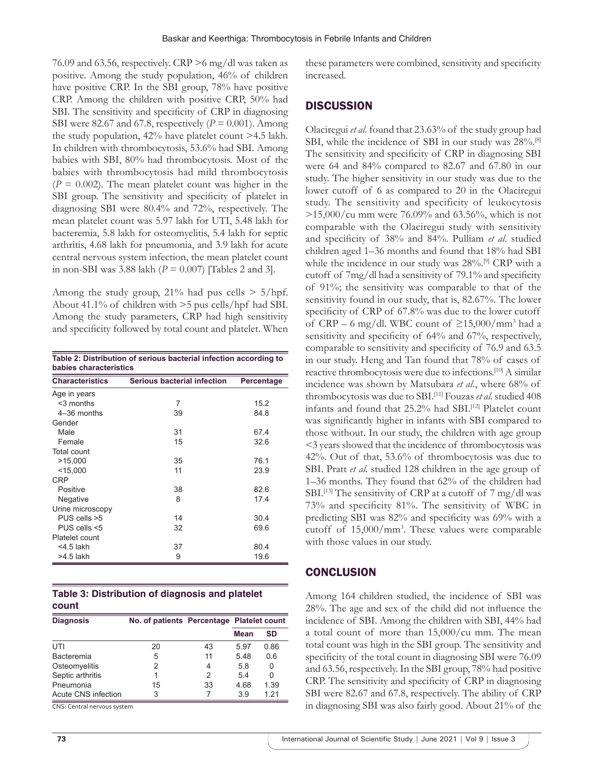76.09 and 63.56, respectively. CRP >6 mg/dl was taken as positive. Among the study population, 46% of children have positive CRP. In the SBI group, 78% have positive CRP. Among the children with positive CRP, 50% had SBI. The sensitivity and specificity of CRP in diagnosing SBI were 82.67 and 67.8, respectively ($P = 0.001$). Among the study population, 42% have platelet count >4.5 lakh. In children with thrombocytosis, 53.6% had SBI. Among babies with SBI, 80% had thrombocytosis. Most of the babies with thrombocytosis had mild thrombocytosis ($P = 0.002$). The mean platelet count was higher in the SBI group. The sensitivity and specificity of platelet in diagnosing SBI were 80.4% and 72%, respectively. The mean platelet count was 5.97 lakh for UTI, 5.48 lakh for bacteremia, 5.8 lakh for osteomyelitis, 5.4 lakh for septic arthritis, 4.68 lakh for pneumonia, and 3.9 lakh for acute central nervous system infection, the mean platelet count in non-SBI was 3.88 lakh ($P = 0.007$) [Tables 2 and 3].

Among the study group, 21% had pus cells > 5/hpf. About 41.1% of children with >5 pus cells/hpf had SBI. Among the study parameters, CRP had high sensitivity and specificity followed by total count and platelet. When these parameters were combined, sensitivity and specificity increased.

**Table 2: Distribution of serious bacterial infection according to babies characteristics**

| Characteristics | Serious bacterial infection | Percentage |
|---|---|---|
| Age in years | | |
| <3 months | 7 | 15.2 |
| 4–36 months | 39 | 84.8 |
| Gender | | |
| Male | 31 | 67.4 |
| Female | 15 | 32.6 |
| Total count | | |
| >15,000 | 35 | 76.1 |
| <15,000 | 11 | 23.9 |
| CRP | | |
| Positive | 38 | 82.6 |
| Negative | 8 | 17.4 |
| Urine microscopy | | |
| PUS cells >5 | 14 | 30.4 |
| PUS cells <5 | 32 | 69.6 |
| Platelet count | | |
| <4.5 lakh | 37 | 80.4 |
| >4.5 lakh | 9 | 19.6 |

**Table 3: Distribution of diagnosis and platelet count**

| Diagnosis | No. of patients | Percentage | Platelet count | |
|---|---|---|---|---|
| | | | Mean | SD |
| UTI | 20 | 43 | 5.97 | 0.86 |
| Bacteremia | 5 | 11 | 5.48 | 0.6 |
| Osteomyelitis | 2 | 4 | 5.8 | 0 |
| Septic arthritis | 1 | 2 | 5.4 | 0 |
| Pneumonia | 15 | 33 | 4.68 | 1.39 |
| Acute CNS infection | 3 | 7 | 3.9 | 1.21 |

CNS: Central nervous system

## DISCUSSION

Olaciregui *et al.* found that 23.63% of the study group had SBI, while the incidence of SBI in our study was 28%.[8] The sensitivity and specificity of CRP in diagnosing SBI were 64 and 84% compared to 82.67 and 67.80 in our study. The higher sensitivity in our study was due to the lower cutoff of 6 as compared to 20 in the Olaciregui study. The sensitivity and specificity of leukocytosis >15,000/cu mm were 76.09% and 63.56%, which is not comparable with the Olaciregui study with sensitivity and specificity of 38% and 84%. Pulliam *et al.* studied children aged 1–36 months and found that 18% had SBI while the incidence in our study was 28%.[9] CRP with a cutoff of 7mg/dl had a sensitivity of 79.1% and specificity of 91%; the sensitivity was comparable to that of the sensitivity found in our study, that is, 82.67%. The lower specificity of CRP of 67.8% was due to the lower cutoff of CRP – 6 mg/dl. WBC count of ≥15,000/mm$^3$ had a sensitivity and specificity of 64% and 67%, respectively, comparable to sensitivity and specificity of 76.9 and 63.5 in our study. Heng and Tan found that 78% of cases of reactive thrombocytosis were due to infections.[10] A similar incidence was shown by Matsubara *et al.*, where 68% of thrombocytosis was due to SBI.[11] Fouzas *et al.* studied 408 infants and found that 25.2% had SBI.[12] Platelet count was significantly higher in infants with SBI compared to those without. In our study, the children with age group <3 years showed that the incidence of thrombocytosis was 42%. Out of that, 53.6% of thrombocytosis was due to SBI. Pratt *et al.* studied 128 children in the age group of 1–36 months. They found that 62% of the children had SBI.[13] The sensitivity of CRP at a cutoff of 7 mg/dl was 73% and specificity 81%. The sensitivity of WBC in predicting SBI was 82% and specificity was 69% with a cutoff of 15,000/mm$^3$. These values were comparable with those values in our study.

## CONCLUSION

Among 164 children studied, the incidence of SBI was 28%. The age and sex of the child did not influence the incidence of SBI. Among the children with SBI, 44% had a total count of more than 15,000/cu mm. The mean total count was high in the SBI group. The sensitivity and specificity of the total count in diagnosing SBI were 76.09 and 63.56, respectively. In the SBI group, 78% had positive CRP. The sensitivity and specificity of CRP in diagnosing SBI were 82.67 and 67.8, respectively. The ability of CRP in diagnosing SBI was also fairly good. About 21% of the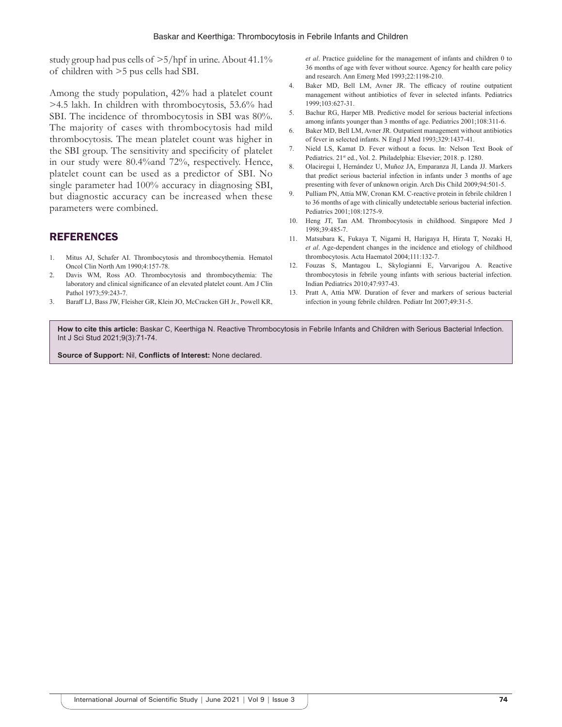study group had pus cells of >5/hpf in urine. About 41.1% of children with >5 pus cells had SBI.

Among the study population, 42% had a platelet count >4.5 lakh. In children with thrombocytosis, 53.6% had SBI. The incidence of thrombocytosis in SBI was 80%. The majority of cases with thrombocytosis had mild thrombocytosis. The mean platelet count was higher in the SBI group. The sensitivity and specificity of platelet in our study were 80.4%and 72%, respectively. Hence, platelet count can be used as a predictor of SBI. No single parameter had 100% accuracy in diagnosing SBI, but diagnostic accuracy can be increased when these parameters were combined.

## REFERENCES

1. Mitus AJ, Schafer AI. Thrombocytosis and thrombocythemia. Hematol Oncol Clin North Am 1990;4:157-78.
2. Davis WM, Ross AO. Thrombocytosis and thrombocythemia: The laboratory and clinical significance of an elevated platelet count. Am J Clin Pathol 1973;59:243-7.
3. Baraff LJ, Bass JW, Fleisher GR, Klein JO, McCracken GH Jr., Powell KR, *et al*. Practice guideline for the management of infants and children 0 to 36 months of age with fever without source. Agency for health care policy and research. Ann Emerg Med 1993;22:1198-210.
4. Baker MD, Bell LM, Avner JR. The efficacy of routine outpatient management without antibiotics of fever in selected infants. Pediatrics 1999;103:627-31.
5. Bachur RG, Harper MB. Predictive model for serious bacterial infections among infants younger than 3 months of age. Pediatrics 2001;108:311-6.
6. Baker MD, Bell LM, Avner JR. Outpatient management without antibiotics of fever in selected infants. N Engl J Med 1993;329:1437-41.
7. Nield LS, Kamat D. Fever without a focus. In: Nelson Text Book of Pediatrics. 21st ed., Vol. 2. Philadelphia: Elsevier; 2018. p. 1280.
8. Olaciregui I, Hernández U, Muñoz JA, Emparanza JI, Landa JJ. Markers that predict serious bacterial infection in infants under 3 months of age presenting with fever of unknown origin. Arch Dis Child 2009;94:501-5.
9. Pulliam PN, Attia MW, Cronan KM. C-reactive protein in febrile children 1 to 36 months of age with clinically undetectable serious bacterial infection. Pediatrics 2001;108:1275-9.
10. Heng JT, Tan AM. Thrombocytosis in childhood. Singapore Med J 1998;39:485-7.
11. Matsubara K, Fukaya T, Nigami H, Harigaya H, Hirata T, Nozaki H, *et al*. Age-dependent changes in the incidence and etiology of childhood thrombocytosis. Acta Haematol 2004;111:132-7.
12. Fouzas S, Mantagou L, Skylogianni E, Varvarigou A. Reactive thrombocytosis in febrile young infants with serious bacterial infection. Indian Pediatrics 2010;47:937-43.
13. Pratt A, Attia MW. Duration of fever and markers of serious bacterial infection in young febrile children. Pediatr Int 2007;49:31-5.

**How to cite this article:** Baskar C, Keerthiga N. Reactive Thrombocytosis in Febrile Infants and Children with Serious Bacterial Infection. Int J Sci Stud 2021;9(3):71-74.

**Source of Support:** Nil, **Conflicts of Interest:** None declared.